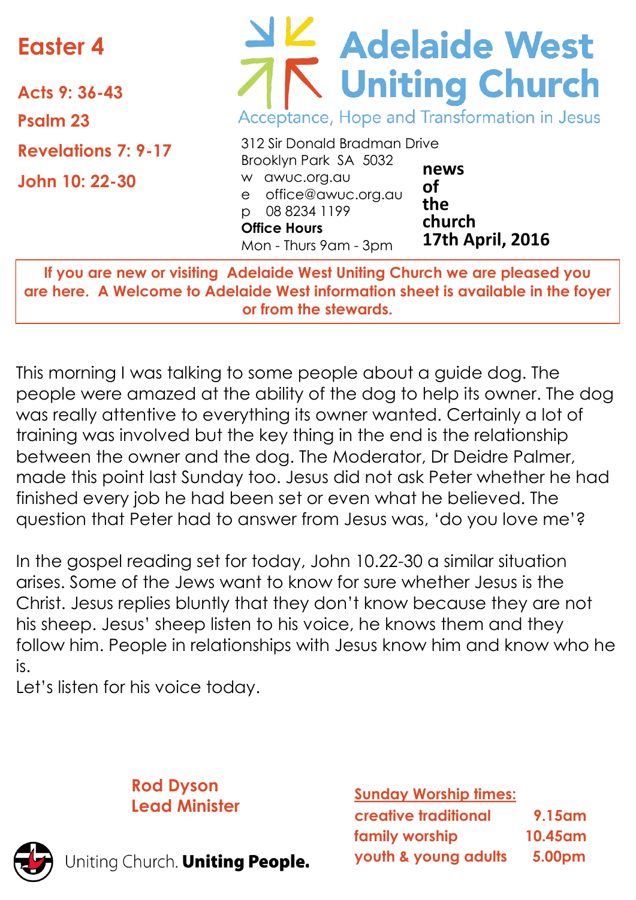# Easter 4

**Acts 9: 36-43**

**Psalm 23**

**Revelations 7: 9-17**

**John 10: 22-30**

# Adelaide West Uniting Church

Acceptance, Hope and Transformation in Jesus

312 Sir Donald Bradman Drive
Brooklyn Park SA 5032
w awuc.org.au
e office@awuc.org.au
p 08 8234 1199
**Office Hours**
Mon - Thurs 9am - 3pm

**news of the church**
**17th April, 2016**

**If you are new or visiting Adelaide West Uniting Church we are pleased you are here. A Welcome to Adelaide West information sheet is available in the foyer or from the stewards.**

This morning I was talking to some people about a guide dog. The people were amazed at the ability of the dog to help its owner. The dog was really attentive to everything its owner wanted. Certainly a lot of training was involved but the key thing in the end is the relationship between the owner and the dog. The Moderator, Dr Deidre Palmer, made this point last Sunday too. Jesus did not ask Peter whether he had finished every job he had been set or even what he believed. The question that Peter had to answer from Jesus was, 'do you love me'?

In the gospel reading set for today, John 10.22-30 a similar situation arises. Some of the Jews want to know for sure whether Jesus is the Christ. Jesus replies bluntly that they don't know because they are not his sheep. Jesus' sheep listen to his voice, he knows them and they follow him. People in relationships with Jesus know him and know who he is.
Let's listen for his voice today.

**Rod Dyson**
**Lead Minister**

Uniting Church. **Uniting People.**

**Sunday Worship times:**

| | |
|---|---|
| **creative traditional** | **9.15am** |
| **family worship** | **10.45am** |
| **youth & young adults** | **5.00pm** |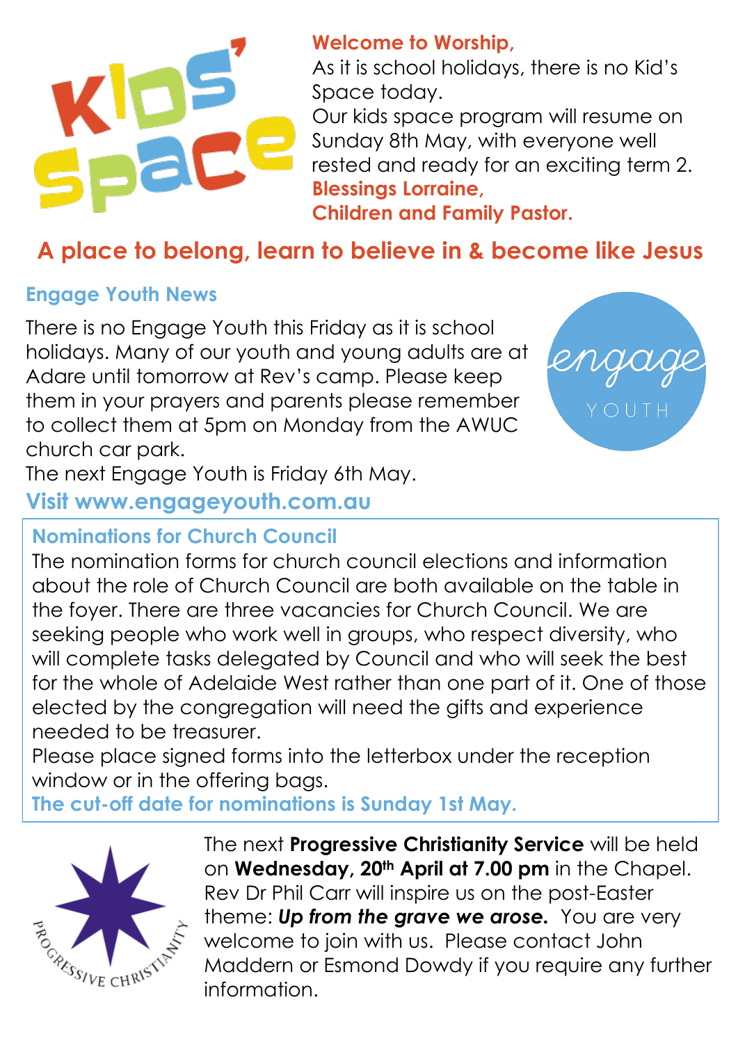## Welcome to Worship,

As it is school holidays, there is no Kid's Space today.
Our kids space program will resume on Sunday 8th May, with everyone well rested and ready for an exciting term 2.

**Blessings Lorraine,**
**Children and Family Pastor.**

## A place to belong, learn to believe in & become like Jesus

### Engage Youth News

There is no Engage Youth this Friday as it is school holidays. Many of our youth and young adults are at Adare until tomorrow at Rev's camp. Please keep them in your prayers and parents please remember to collect them at 5pm on Monday from the AWUC church car park.
The next Engage Youth is Friday 6th May.

**Visit www.engageyouth.com.au**

### Nominations for Church Council

The nomination forms for church council elections and information about the role of Church Council are both available on the table in the foyer. There are three vacancies for Church Council. We are seeking people who work well in groups, who respect diversity, who will complete tasks delegated by Council and who will seek the best for the whole of Adelaide West rather than one part of it. One of those elected by the congregation will need the gifts and experience needed to be treasurer.
Please place signed forms into the letterbox under the reception window or in the offering bags.

**The cut-off date for nominations is Sunday 1st May.**

The next **Progressive Christianity Service** will be held on **Wednesday, 20th April at 7.00 pm** in the Chapel. Rev Dr Phil Carr will inspire us on the post-Easter theme: ***Up from the grave we arose.*** You are very welcome to join with us. Please contact John Maddern or Esmond Dowdy if you require any further information.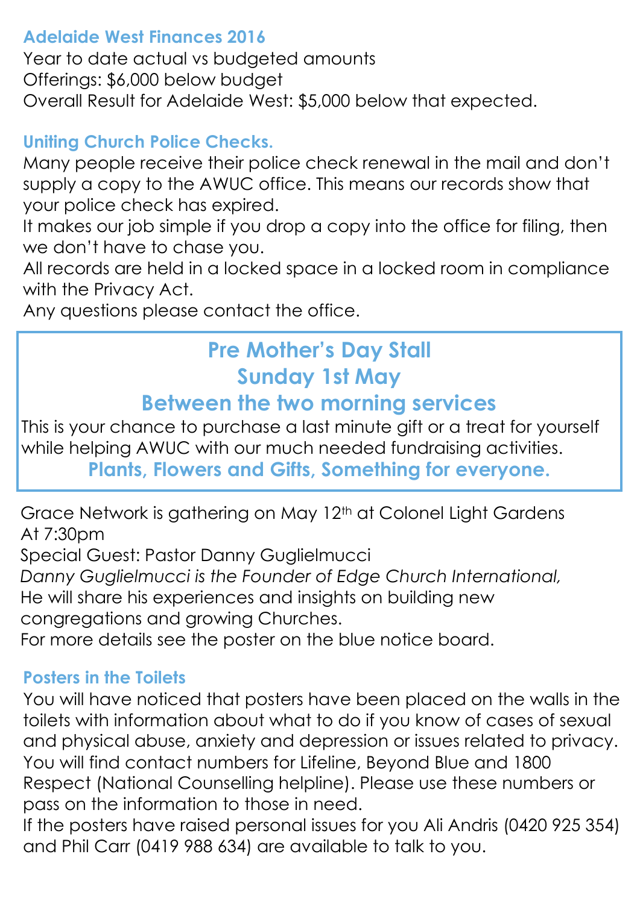### Adelaide West Finances 2016

Year to date actual vs budgeted amounts
Offerings: $6,000 below budget
Overall Result for Adelaide West: $5,000 below that expected.

### Uniting Church Police Checks.

Many people receive their police check renewal in the mail and don't supply a copy to the AWUC office. This means our records show that your police check has expired.
It makes our job simple if you drop a copy into the office for filing, then we don't have to chase you.
All records are held in a locked space in a locked room in compliance with the Privacy Act.
Any questions please contact the office.

## Pre Mother's Day Stall
## Sunday 1st May
## Between the two morning services

This is your chance to purchase a last minute gift or a treat for yourself while helping AWUC with our much needed fundraising activities.

**Plants, Flowers and Gifts, Something for everyone.**

Grace Network is gathering on May 12th at Colonel Light Gardens
At 7:30pm
Special Guest: Pastor Danny Guglielmucci
*Danny Guglielmucci is the Founder of Edge Church International,*
He will share his experiences and insights on building new congregations and growing Churches.
For more details see the poster on the blue notice board.

### Posters in the Toilets

You will have noticed that posters have been placed on the walls in the toilets with information about what to do if you know of cases of sexual and physical abuse, anxiety and depression or issues related to privacy. You will find contact numbers for Lifeline, Beyond Blue and 1800 Respect (National Counselling helpline). Please use these numbers or pass on the information to those in need.
If the posters have raised personal issues for you Ali Andris (0420 925 354) and Phil Carr (0419 988 634) are available to talk to you.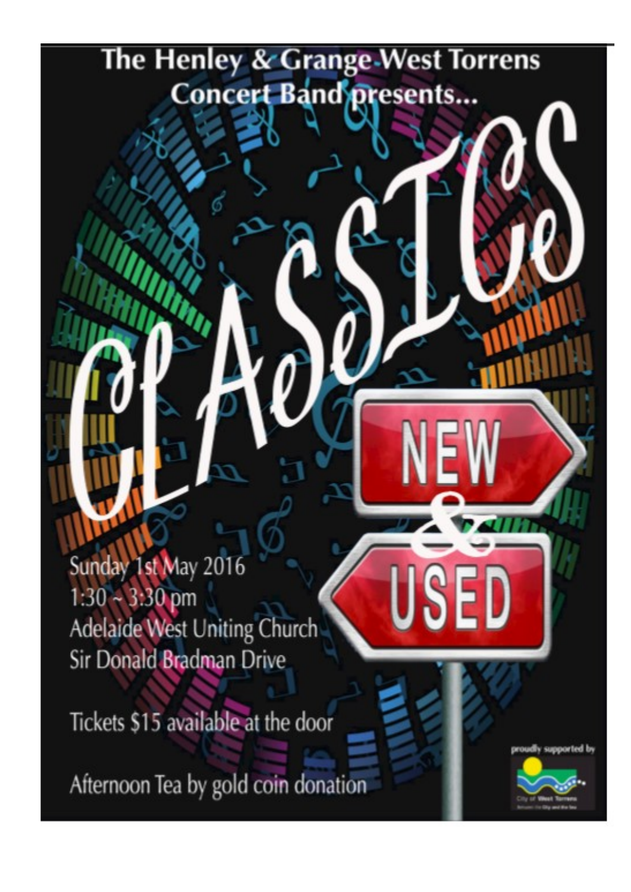The Henley & Grange West Torrens Concert Band presents...

# CLASSICS

# NEW & USED

Sunday 1st May 2016
1:30 ~ 3:30 pm
Adelaide West Uniting Church
Sir Donald Bradman Drive

Tickets $15 available at the door

Afternoon Tea by gold coin donation

proudly supported by City of West Torrens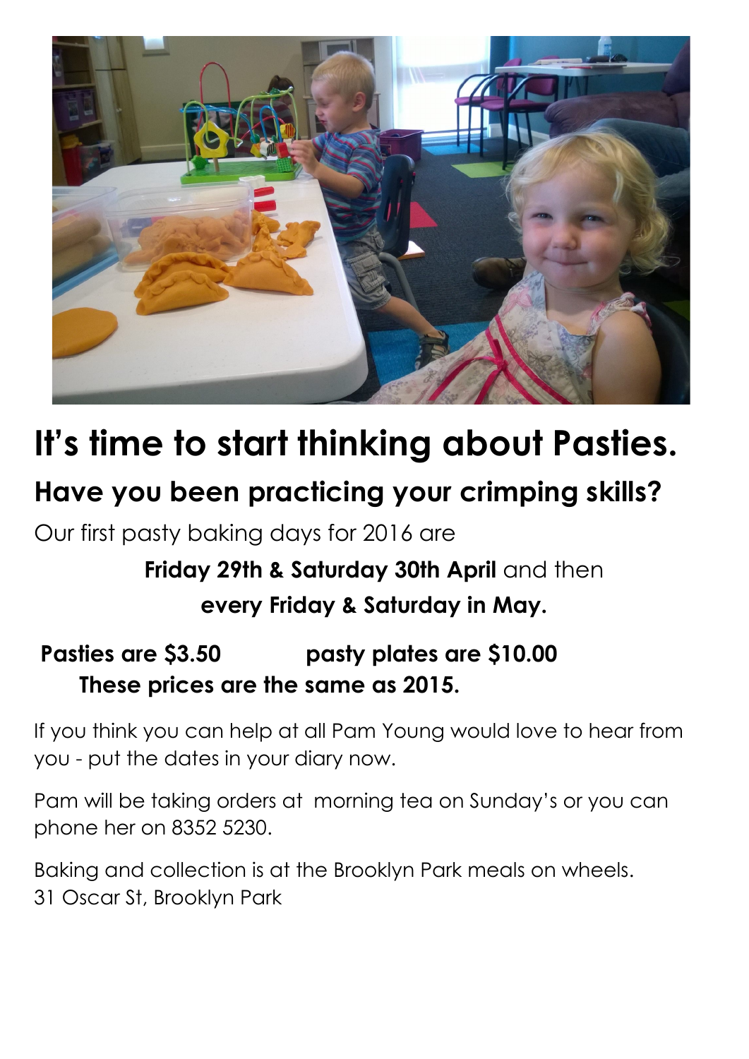# It's time to start thinking about Pasties.

## Have you been practicing your crimping skills?

Our first pasty baking days for 2016 are

**Friday 29th & Saturday 30th April** and then

**every Friday & Saturday in May.**

**Pasties are $3.50 pasty plates are $10.00**

**These prices are the same as 2015.**

If you think you can help at all Pam Young would love to hear from you - put the dates in your diary now.

Pam will be taking orders at morning tea on Sunday's or you can phone her on 8352 5230.

Baking and collection is at the Brooklyn Park meals on wheels.
31 Oscar St, Brooklyn Park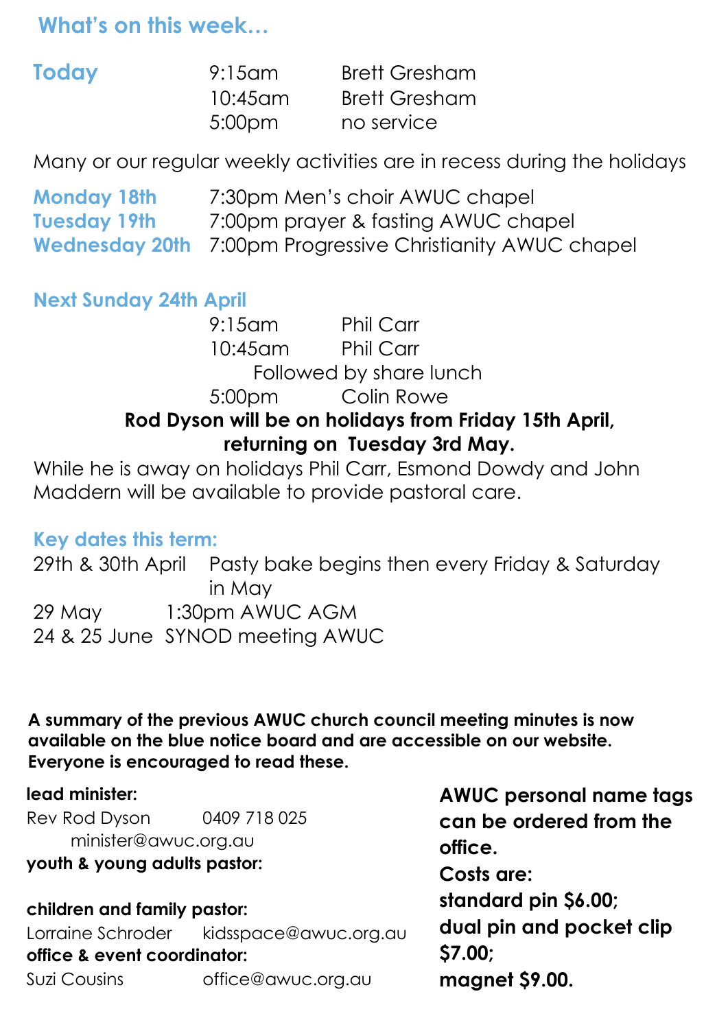## What's on this week…

| | | |
|---|---|---|
| **Today** | 9:15am | Brett Gresham |
| | 10:45am | Brett Gresham |
| | 5:00pm | no service |

Many or our regular weekly activities are in recess during the holidays

| | |
|---|---|
| **Monday 18th** | 7:30pm Men's choir AWUC chapel |
| **Tuesday 19th** | 7:00pm prayer & fasting AWUC chapel |
| **Wednesday 20th** | 7:00pm Progressive Christianity AWUC chapel |

**Next Sunday 24th April**

| | |
|---|---|
| 9:15am | Phil Carr |
| 10:45am | Phil Carr |
| Followed by share lunch | |
| 5:00pm | Colin Rowe |

**Rod Dyson will be on holidays from Friday 15th April, returning on Tuesday 3rd May.**

While he is away on holidays Phil Carr, Esmond Dowdy and John Maddern will be available to provide pastoral care.

**Key dates this term:**

| | |
|---|---|
| 29th & 30th April | Pasty bake begins then every Friday & Saturday in May |
| 29 May | 1:30pm AWUC AGM |
| 24 & 25 June | SYNOD meeting AWUC |

**A summary of the previous AWUC church council meeting minutes is now available on the blue notice board and are accessible on our website. Everyone is encouraged to read these.**

**lead minister:**
Rev Rod Dyson 0409 718 025
minister@awuc.org.au

**youth & young adults pastor:**

**children and family pastor:**
Lorraine Schroder kidsspace@awuc.org.au

**office & event coordinator:**
Suzi Cousins office@awuc.org.au

**AWUC personal name tags can be ordered from the office.**
**Costs are:**
**standard pin $6.00;**
**dual pin and pocket clip $7.00;**
**magnet $9.00.**